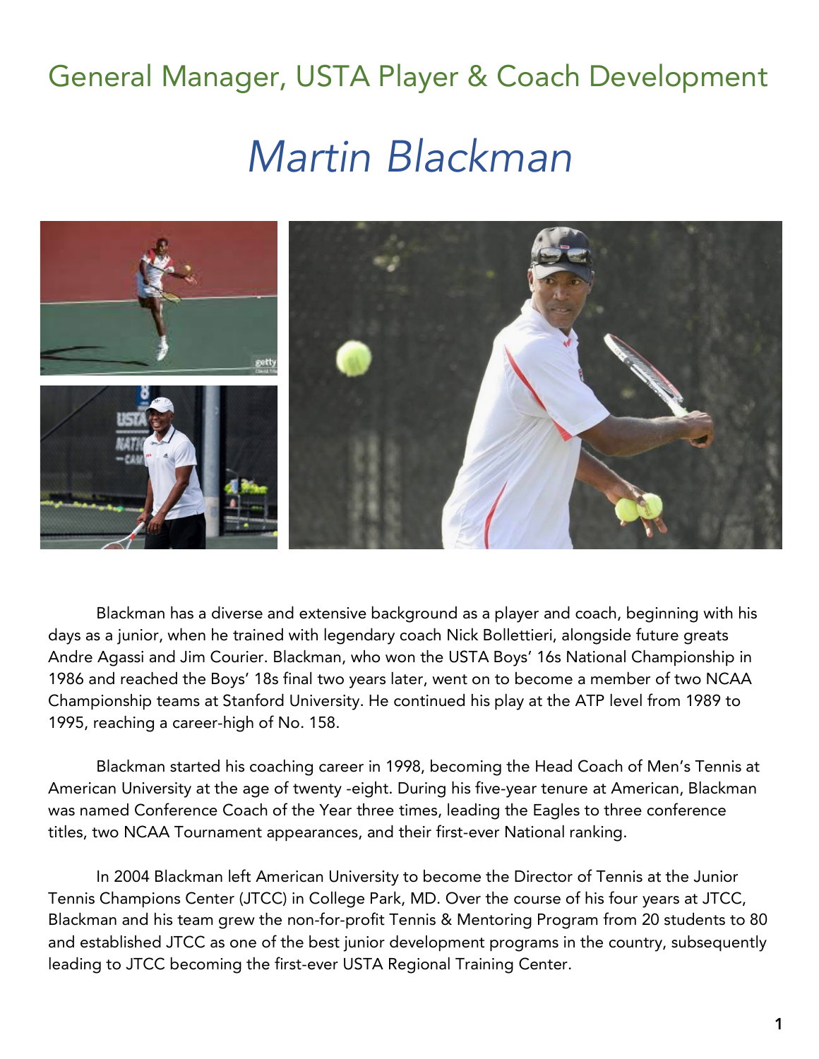## General Manager, USTA Player & Coach Development

# *Martin Blackman*

Blackman has a diverse and extensive background as a player and coach, beginning with his days as a junior, when he trained with legendary coach Nick Bollettieri, alongside future greats Andre Agassi and Jim Courier. Blackman, who won the USTA Boys' 16s National Championship in 1986 and reached the Boys' 18s final two years later, went on to become a member of two NCAA Championship teams at Stanford University. He continued his play at the ATP level from 1989 to 1995, reaching a career-high of No. 158.

Blackman started his coaching career in 1998, becoming the Head Coach of Men's Tennis at American University at the age of twenty -eight. During his five-year tenure at American, Blackman was named Conference Coach of the Year three times, leading the Eagles to three conference titles, two NCAA Tournament appearances, and their first-ever National ranking.

In 2004 Blackman left American University to become the Director of Tennis at the Junior Tennis Champions Center (JTCC) in College Park, MD. Over the course of his four years at JTCC, Blackman and his team grew the non-for-profit Tennis & Mentoring Program from 20 students to 80 and established JTCC as one of the best junior development programs in the country, subsequently leading to JTCC becoming the first-ever USTA Regional Training Center.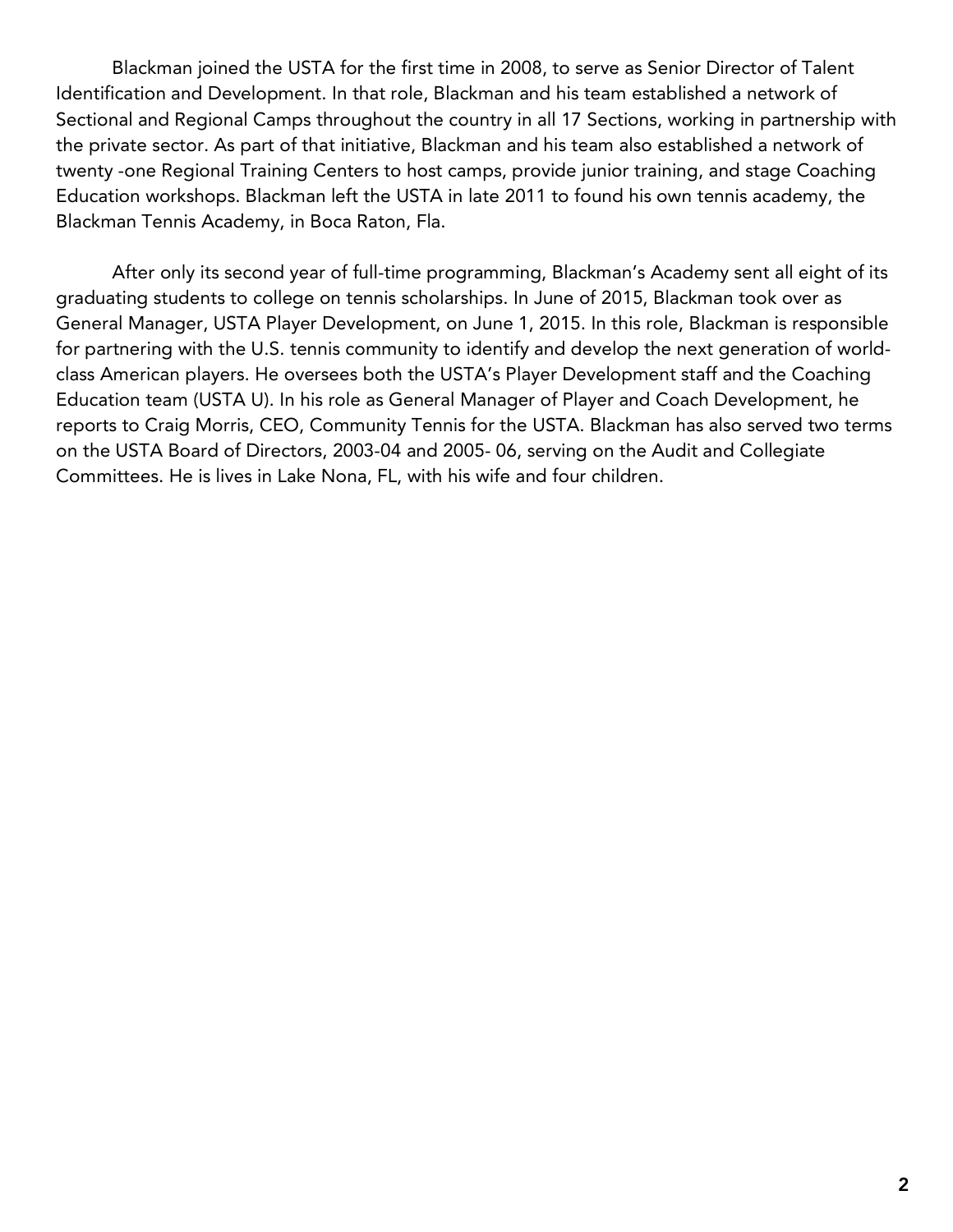Blackman joined the USTA for the first time in 2008, to serve as Senior Director of Talent Identification and Development. In that role, Blackman and his team established a network of Sectional and Regional Camps throughout the country in all 17 Sections, working in partnership with the private sector. As part of that initiative, Blackman and his team also established a network of twenty -one Regional Training Centers to host camps, provide junior training, and stage Coaching Education workshops. Blackman left the USTA in late 2011 to found his own tennis academy, the Blackman Tennis Academy, in Boca Raton, Fla.

After only its second year of full-time programming, Blackman's Academy sent all eight of its graduating students to college on tennis scholarships. In June of 2015, Blackman took over as General Manager, USTA Player Development, on June 1, 2015. In this role, Blackman is responsible for partnering with the U.S. tennis community to identify and develop the next generation of world-class American players. He oversees both the USTA's Player Development staff and the Coaching Education team (USTA U). In his role as General Manager of Player and Coach Development, he reports to Craig Morris, CEO, Community Tennis for the USTA. Blackman has also served two terms on the USTA Board of Directors, 2003-04 and 2005- 06, serving on the Audit and Collegiate Committees. He is lives in Lake Nona, FL, with his wife and four children.